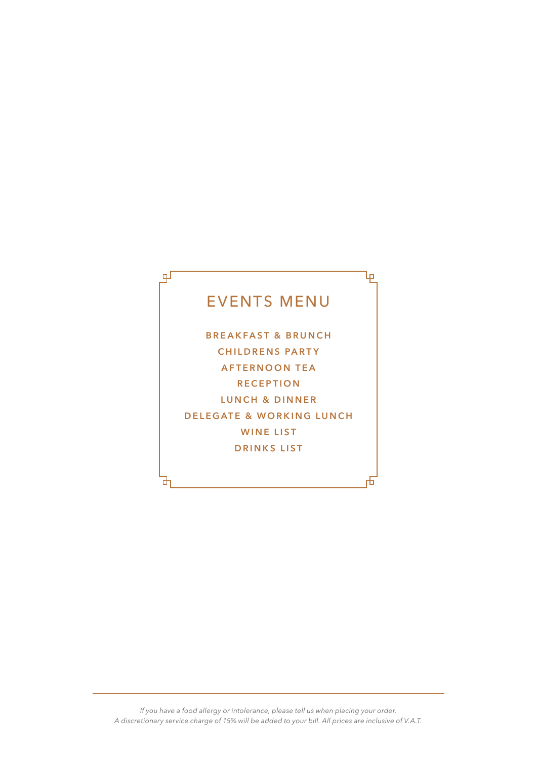# EVENTS MENU

**BREAKFAST & BRUNCH**

**CHILDRENS PARTY**

**AFTERNOON TEA**

**RECEPTION**

**LUNCH & DINNER**

**DELEGATE & WORKING LUNCH**

**WINE LIST**

**DRINKS LIST**

---

*If you have a food allergy or intolerance, please tell us when placing your order.*
*A discretionary service charge of 15% will be added to your bill. All prices are inclusive of V.A.T.*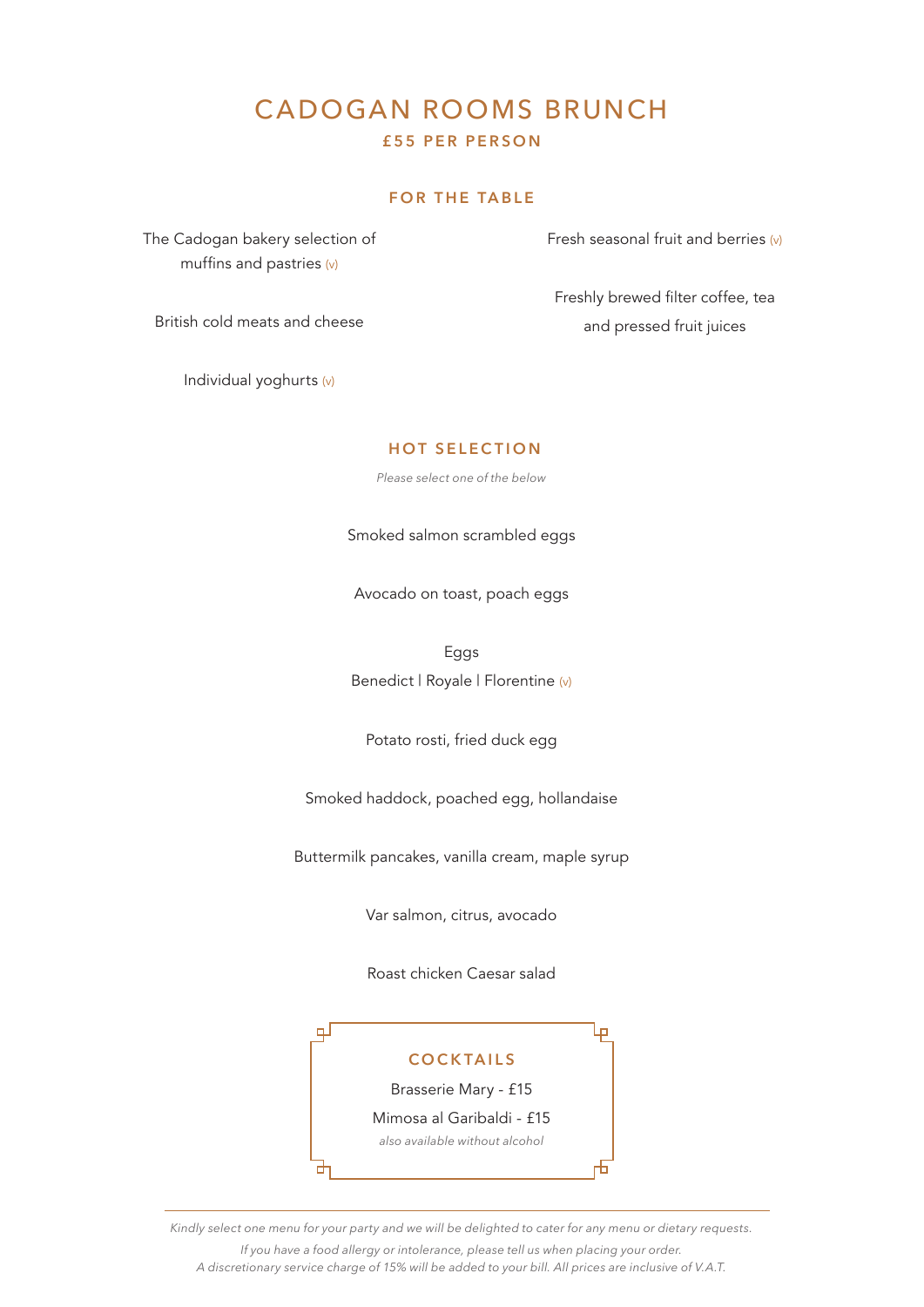# CADOGAN ROOMS BRUNCH

**£55 PER PERSON**

## FOR THE TABLE

The Cadogan bakery selection of muffins and pastries (v)

British cold meats and cheese

Individual yoghurts (v)

Fresh seasonal fruit and berries (v)

Freshly brewed filter coffee, tea and pressed fruit juices

## HOT SELECTION

*Please select one of the below*

Smoked salmon scrambled eggs

Avocado on toast, poach eggs

Eggs
Benedict | Royale | Florentine (v)

Potato rosti, fried duck egg

Smoked haddock, poached egg, hollandaise

Buttermilk pancakes, vanilla cream, maple syrup

Var salmon, citrus, avocado

Roast chicken Caesar salad

## COCKTAILS

Brasserie Mary - £15

Mimosa al Garibaldi - £15

*also available without alcohol*

---

*Kindly select one menu for your party and we will be delighted to cater for any menu or dietary requests.*

*If you have a food allergy or intolerance, please tell us when placing your order.*
*A discretionary service charge of 15% will be added to your bill. All prices are inclusive of V.A.T.*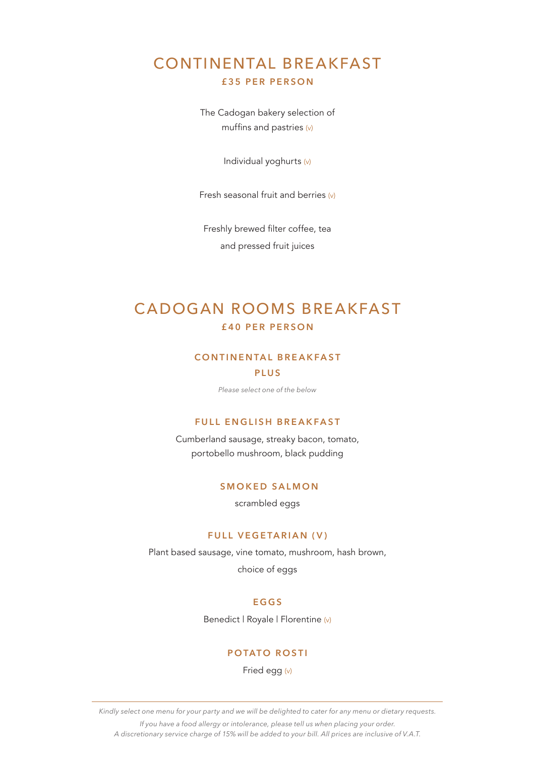# CONTINENTAL BREAKFAST

**£35 PER PERSON**

The Cadogan bakery selection of muffins and pastries (v)

Individual yoghurts (v)

Fresh seasonal fruit and berries (v)

Freshly brewed filter coffee, tea and pressed fruit juices

# CADOGAN ROOMS BREAKFAST

**£40 PER PERSON**

### CONTINENTAL BREAKFAST

### PLUS

*Please select one of the below*

### FULL ENGLISH BREAKFAST

Cumberland sausage, streaky bacon, tomato, portobello mushroom, black pudding

### SMOKED SALMON

scrambled eggs

### FULL VEGETARIAN (V)

Plant based sausage, vine tomato, mushroom, hash brown, choice of eggs

### EGGS

Benedict | Royale | Florentine (v)

### POTATO ROSTI

Fried egg (v)

---

*Kindly select one menu for your party and we will be delighted to cater for any menu or dietary requests.*

*If you have a food allergy or intolerance, please tell us when placing your order.*
*A discretionary service charge of 15% will be added to your bill. All prices are inclusive of V.A.T.*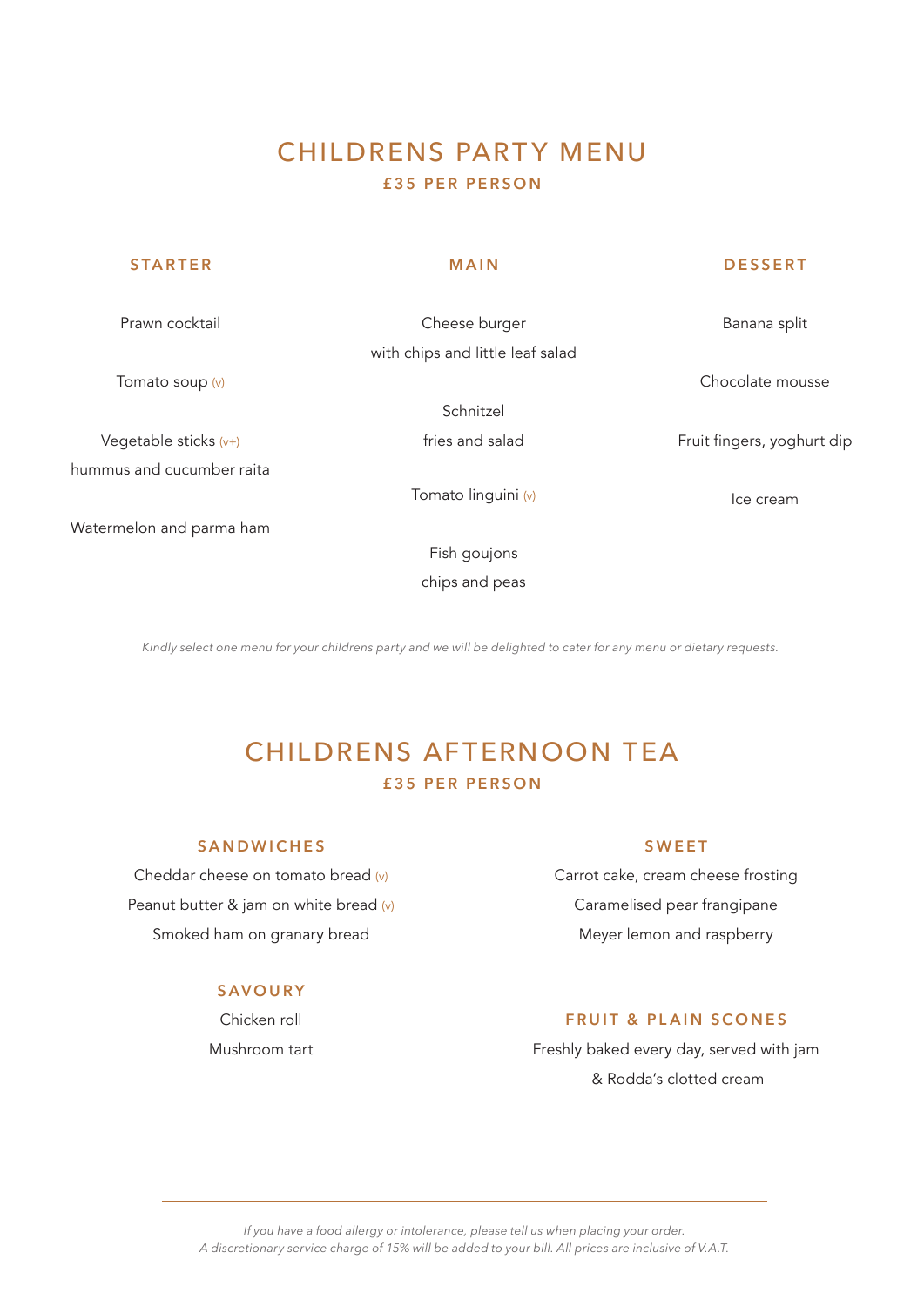# CHILDRENS PARTY MENU

**£35 PER PERSON**

### STARTER

Prawn cocktail

Tomato soup (v)

Vegetable sticks (v+)
hummus and cucumber raita

Watermelon and parma ham

### MAIN

Cheese burger
with chips and little leaf salad

Schnitzel
fries and salad

Tomato linguini (v)

Fish goujons
chips and peas

### DESSERT

Banana split

Chocolate mousse

Fruit fingers, yoghurt dip

Ice cream

*Kindly select one menu for your childrens party and we will be delighted to cater for any menu or dietary requests.*

# CHILDRENS AFTERNOON TEA

**£35 PER PERSON**

### SANDWICHES

Cheddar cheese on tomato bread (v)
Peanut butter & jam on white bread (v)
Smoked ham on granary bread

### SAVOURY

Chicken roll
Mushroom tart

### SWEET

Carrot cake, cream cheese frosting
Caramelised pear frangipane
Meyer lemon and raspberry

### FRUIT & PLAIN SCONES

Freshly baked every day, served with jam
& Rodda's clotted cream

---

*If you have a food allergy or intolerance, please tell us when placing your order.*
*A discretionary service charge of 15% will be added to your bill. All prices are inclusive of V.A.T.*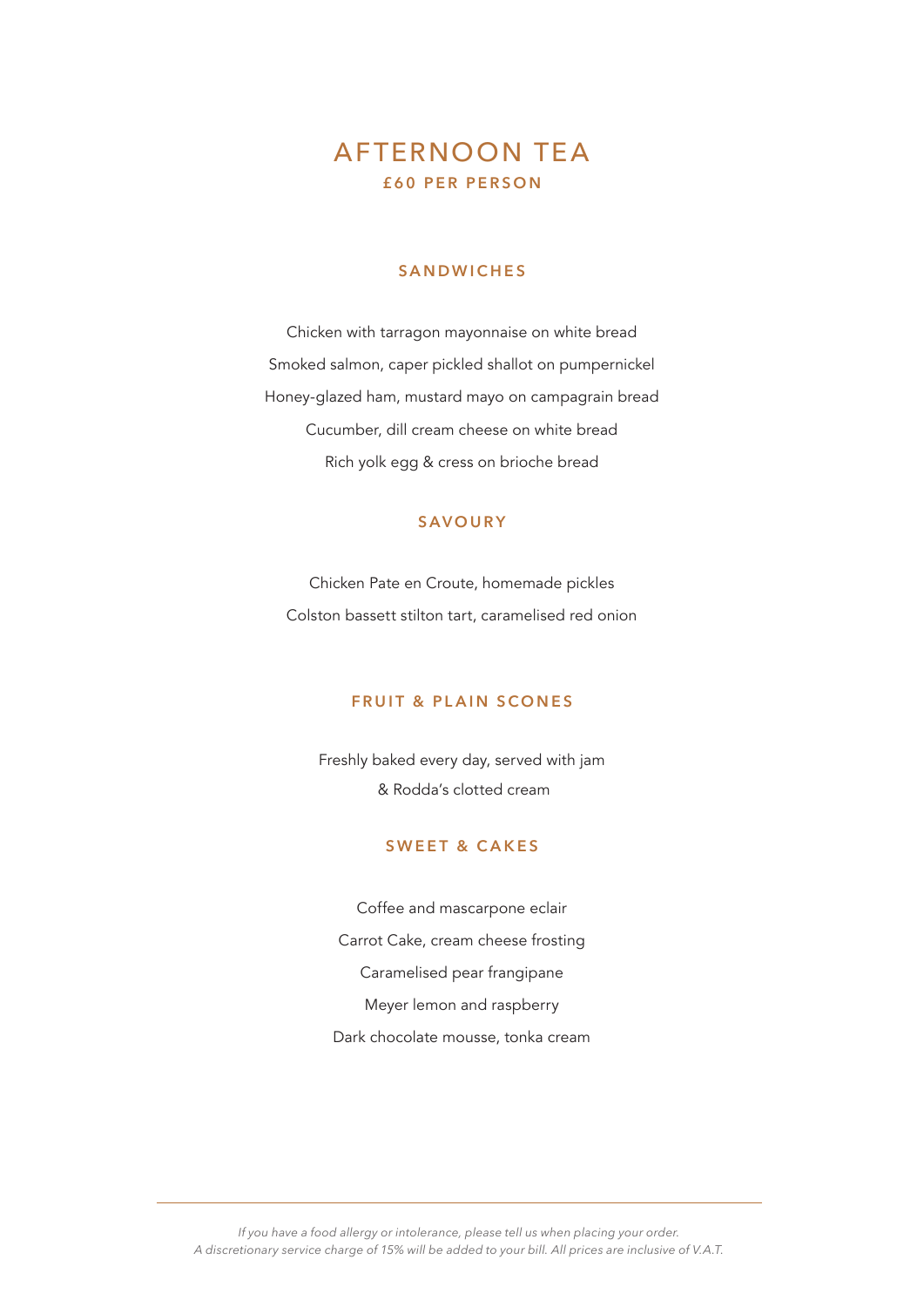# AFTERNOON TEA

**£60 PER PERSON**

## SANDWICHES

Chicken with tarragon mayonnaise on white bread

Smoked salmon, caper pickled shallot on pumpernickel

Honey-glazed ham, mustard mayo on campagrain bread

Cucumber, dill cream cheese on white bread

Rich yolk egg & cress on brioche bread

## SAVOURY

Chicken Pate en Croute, homemade pickles

Colston bassett stilton tart, caramelised red onion

## FRUIT & PLAIN SCONES

Freshly baked every day, served with jam
& Rodda's clotted cream

## SWEET & CAKES

Coffee and mascarpone eclair

Carrot Cake, cream cheese frosting

Caramelised pear frangipane

Meyer lemon and raspberry

Dark chocolate mousse, tonka cream

---

*If you have a food allergy or intolerance, please tell us when placing your order.*
*A discretionary service charge of 15% will be added to your bill. All prices are inclusive of V.A.T.*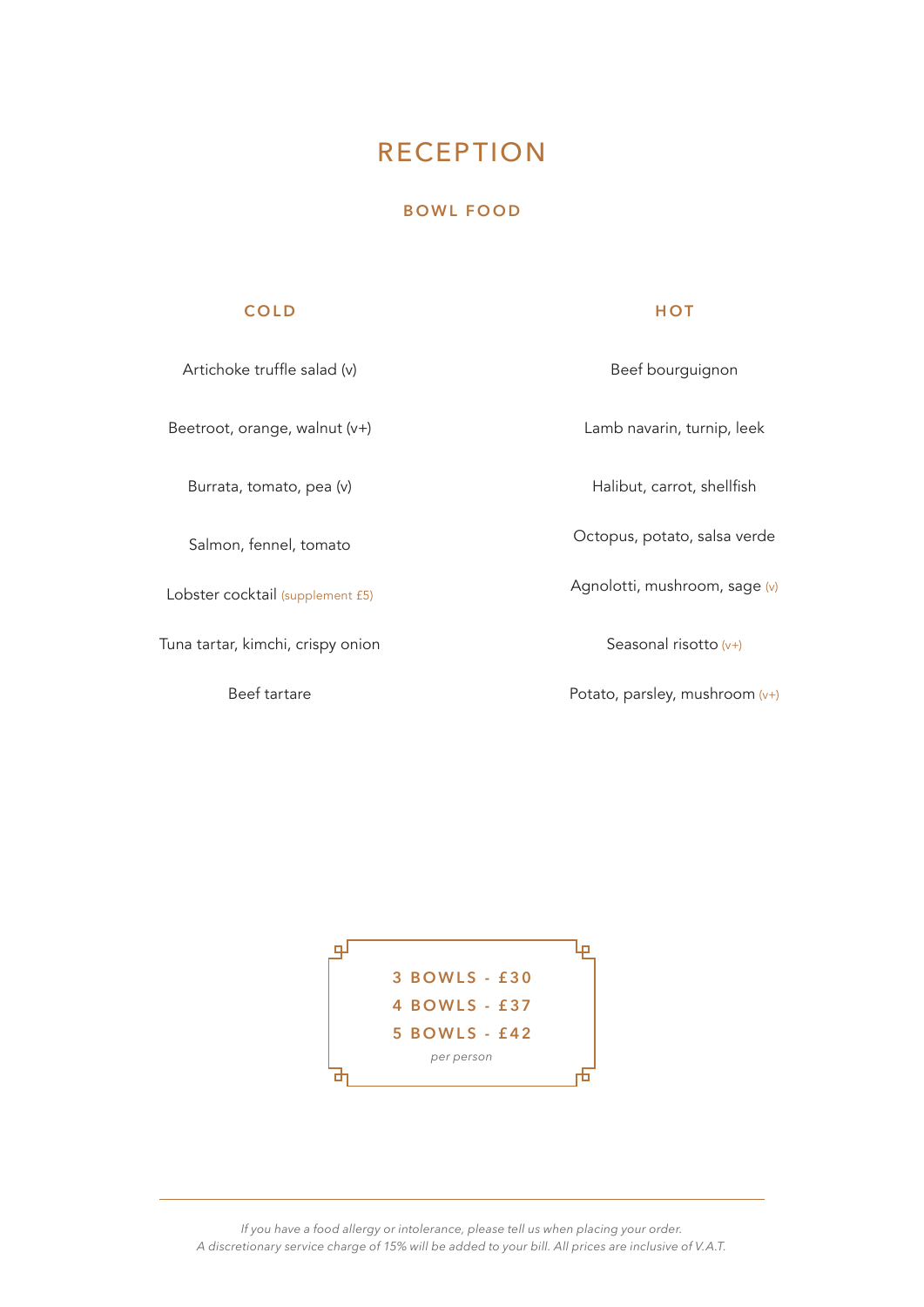# RECEPTION

## BOWL FOOD

### COLD

Artichoke truffle salad (v)

Beetroot, orange, walnut (v+)

Burrata, tomato, pea (v)

Salmon, fennel, tomato

Lobster cocktail (supplement £5)

Tuna tartar, kimchi, crispy onion

Beef tartare

### HOT

Beef bourguignon

Lamb navarin, turnip, leek

Halibut, carrot, shellfish

Octopus, potato, salsa verde

Agnolotti, mushroom, sage (v)

Seasonal risotto (v+)

Potato, parsley, mushroom (v+)

**3 BOWLS - £30**
**4 BOWLS - £37**
**5 BOWLS - £42**
*per person*

---

*If you have a food allergy or intolerance, please tell us when placing your order.*
*A discretionary service charge of 15% will be added to your bill. All prices are inclusive of V.A.T.*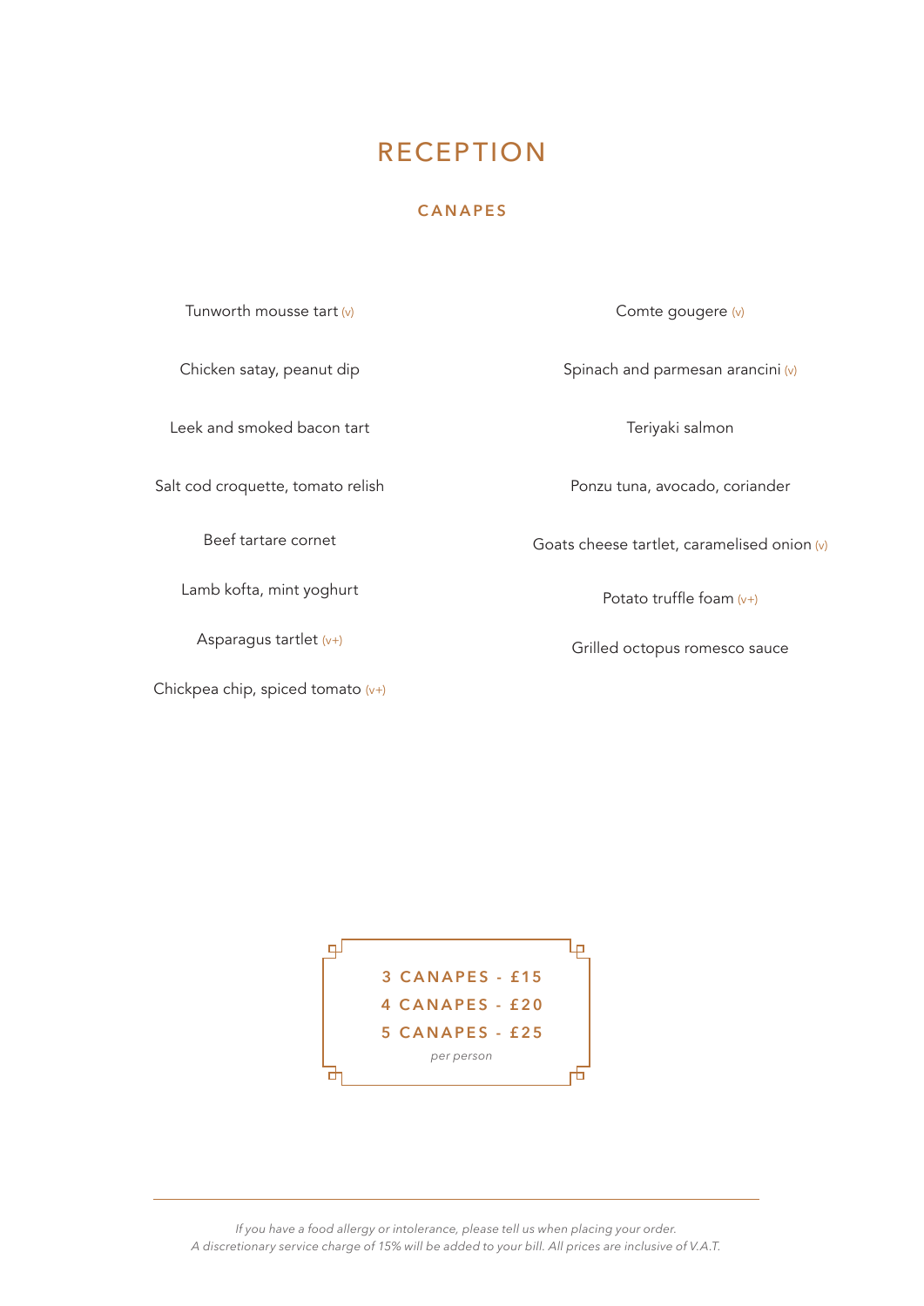# RECEPTION

## CANAPES

Tunworth mousse tart (v)

Chicken satay, peanut dip

Leek and smoked bacon tart

Salt cod croquette, tomato relish

Beef tartare cornet

Lamb kofta, mint yoghurt

Asparagus tartlet (v+)

Chickpea chip, spiced tomato (v+)

Comte gougere (v)

Spinach and parmesan arancini (v)

Teriyaki salmon

Ponzu tuna, avocado, coriander

Goats cheese tartlet, caramelised onion (v)

Potato truffle foam (v+)

Grilled octopus romesco sauce

**3 CANAPES - £15**
**4 CANAPES - £20**
**5 CANAPES - £25**
*per person*

---

*If you have a food allergy or intolerance, please tell us when placing your order.*
*A discretionary service charge of 15% will be added to your bill. All prices are inclusive of V.A.T.*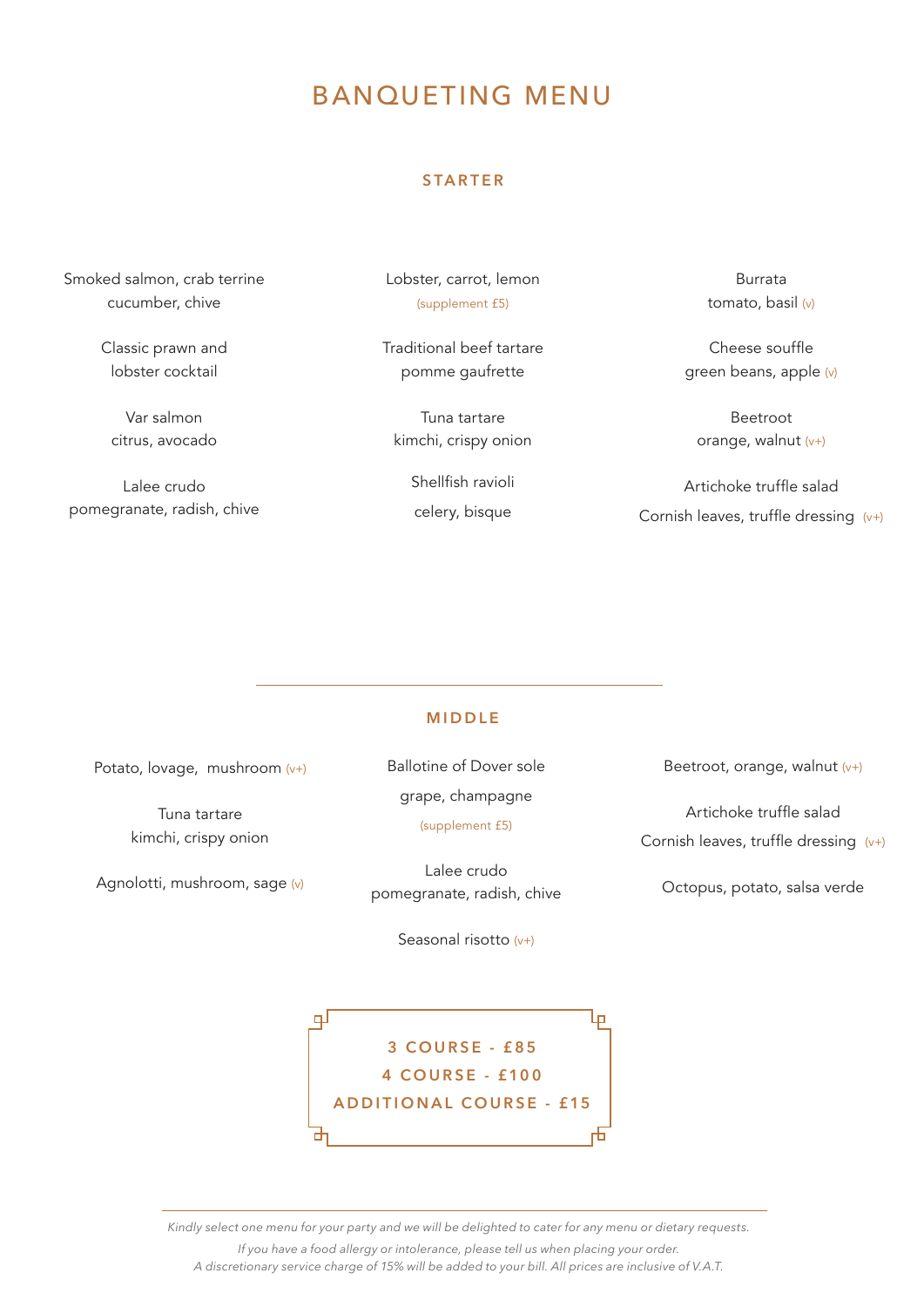# BANQUETING MENU

## STARTER

Smoked salmon, crab terrine
cucumber, chive

Classic prawn and
lobster cocktail

Var salmon
citrus, avocado

Lalee crudo
pomegranate, radish, chive

Lobster, carrot, lemon
(supplement £5)

Traditional beef tartare
pomme gaufrette

Tuna tartare
kimchi, crispy onion

Shellfish ravioli
celery, bisque

Burrata
tomato, basil (v)

Cheese souffle
green beans, apple (v)

Beetroot
orange, walnut (v+)

Artichoke truffle salad
Cornish leaves, truffle dressing (v+)

---

## MIDDLE

Potato, lovage, mushroom (v+)

Tuna tartare
kimchi, crispy onion

Agnolotti, mushroom, sage (v)

Ballotine of Dover sole
grape, champagne
(supplement £5)

Lalee crudo
pomegranate, radish, chive

Seasonal risotto (v+)

Beetroot, orange, walnut (v+)

Artichoke truffle salad
Cornish leaves, truffle dressing (v+)

Octopus, potato, salsa verde

**3 COURSE - £85**
**4 COURSE - £100**
**ADDITIONAL COURSE - £15**

---

*Kindly select one menu for your party and we will be delighted to cater for any menu or dietary requests.*

*If you have a food allergy or intolerance, please tell us when placing your order.*
*A discretionary service charge of 15% will be added to your bill. All prices are inclusive of V.A.T.*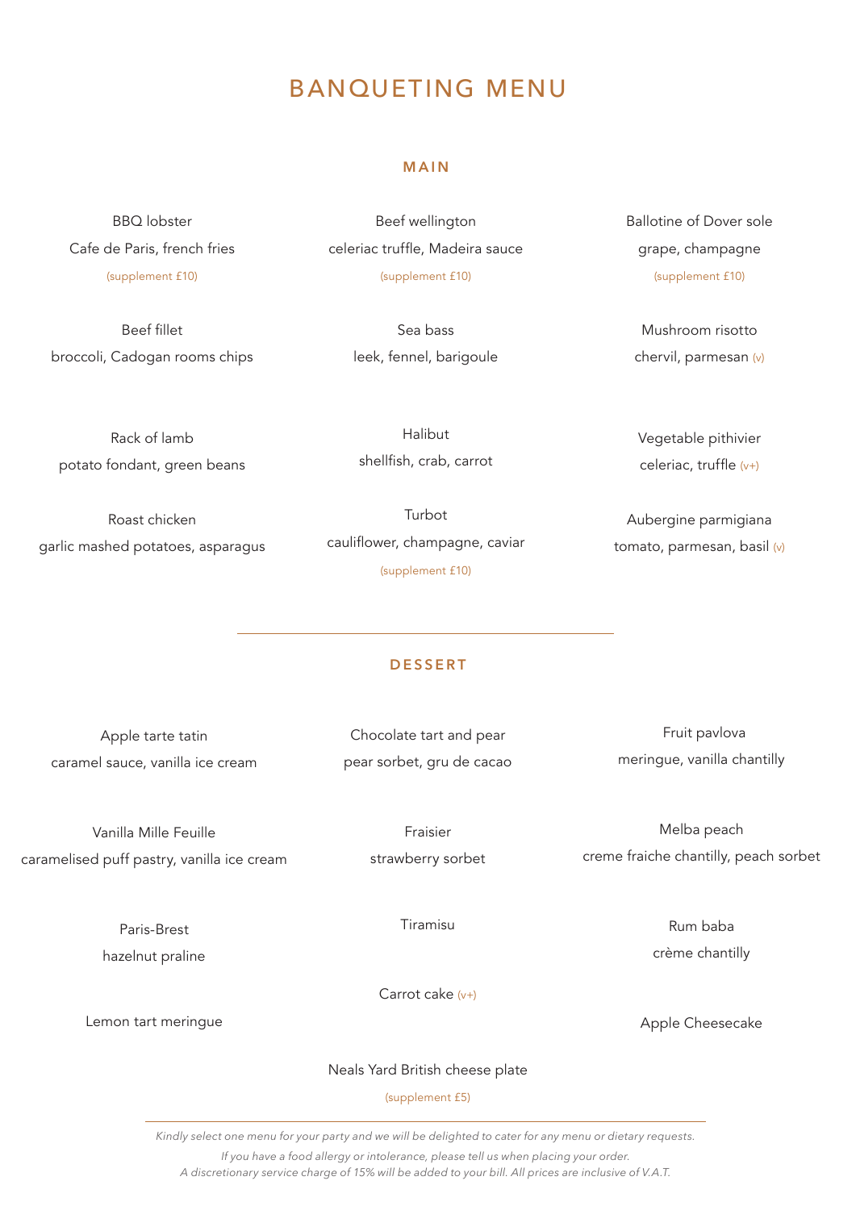# BANQUETING MENU

## MAIN

BBQ lobster
Cafe de Paris, french fries
(supplement £10)

Beef wellington
celeriac truffle, Madeira sauce
(supplement £10)

Ballotine of Dover sole
grape, champagne
(supplement £10)

Beef fillet
broccoli, Cadogan rooms chips

Sea bass
leek, fennel, barigoule

Mushroom risotto
chervil, parmesan (v)

Rack of lamb
potato fondant, green beans

Halibut
shellfish, crab, carrot

Vegetable pithivier
celeriac, truffle (v+)

Roast chicken
garlic mashed potatoes, asparagus

Turbot
cauliflower, champagne, caviar
(supplement £10)

Aubergine parmigiana
tomato, parmesan, basil (v)

---

## DESSERT

Apple tarte tatin
caramel sauce, vanilla ice cream

Chocolate tart and pear
pear sorbet, gru de cacao

Fruit pavlova
meringue, vanilla chantilly

Vanilla Mille Feuille
caramelised puff pastry, vanilla ice cream

Fraisier
strawberry sorbet

Melba peach
creme fraiche chantilly, peach sorbet

Paris-Brest
hazelnut praline

Tiramisu

Rum baba
crème chantilly

Carrot cake (v+)

Lemon tart meringue

Apple Cheesecake

Neals Yard British cheese plate
(supplement £5)

---

*Kindly select one menu for your party and we will be delighted to cater for any menu or dietary requests.*

*If you have a food allergy or intolerance, please tell us when placing your order.*
*A discretionary service charge of 15% will be added to your bill. All prices are inclusive of V.A.T.*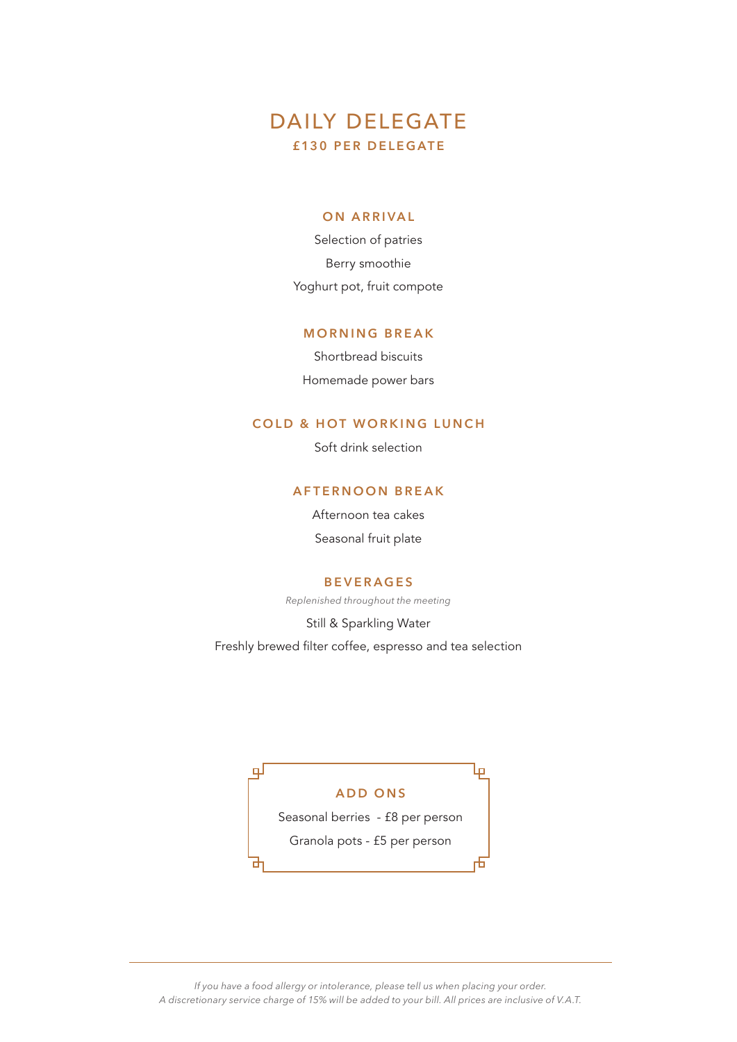# DAILY DELEGATE

**£130 PER DELEGATE**

### ON ARRIVAL

Selection of patries

Berry smoothie

Yoghurt pot, fruit compote

### MORNING BREAK

Shortbread biscuits

Homemade power bars

### COLD & HOT WORKING LUNCH

Soft drink selection

### AFTERNOON BREAK

Afternoon tea cakes

Seasonal fruit plate

### BEVERAGES

*Replenished throughout the meeting*

Still & Sparkling Water

Freshly brewed filter coffee, espresso and tea selection

### ADD ONS

Seasonal berries - £8 per person

Granola pots - £5 per person

---

*If you have a food allergy or intolerance, please tell us when placing your order.*
*A discretionary service charge of 15% will be added to your bill. All prices are inclusive of V.A.T.*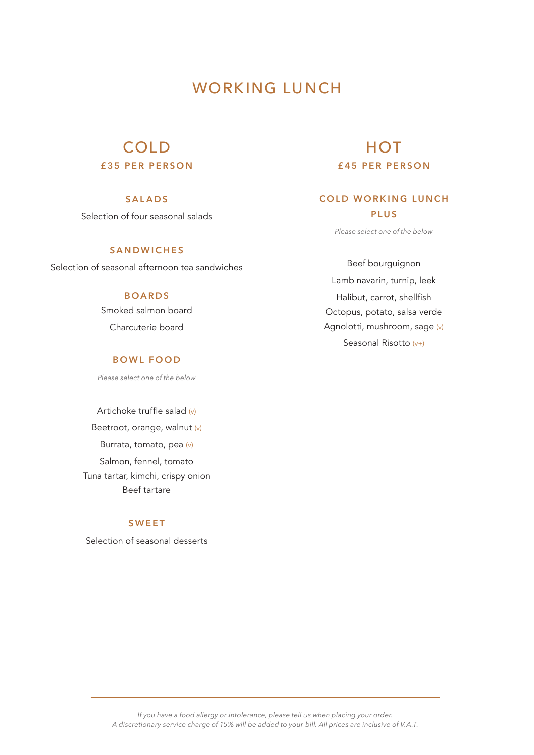# WORKING LUNCH

## COLD

**£35 PER PERSON**

### SALADS

Selection of four seasonal salads

### SANDWICHES

Selection of seasonal afternoon tea sandwiches

### BOARDS

Smoked salmon board

Charcuterie board

### BOWL FOOD

*Please select one of the below*

Artichoke truffle salad (v)

Beetroot, orange, walnut (v)

Burrata, tomato, pea (v)

Salmon, fennel, tomato

Tuna tartar, kimchi, crispy onion

Beef tartare

### SWEET

Selection of seasonal desserts

## HOT

**£45 PER PERSON**

### COLD WORKING LUNCH PLUS

*Please select one of the below*

Beef bourguignon

Lamb navarin, turnip, leek

Halibut, carrot, shellfish

Octopus, potato, salsa verde

Agnolotti, mushroom, sage (v)

Seasonal Risotto (v+)

---

*If you have a food allergy or intolerance, please tell us when placing your order.*
*A discretionary service charge of 15% will be added to your bill. All prices are inclusive of V.A.T.*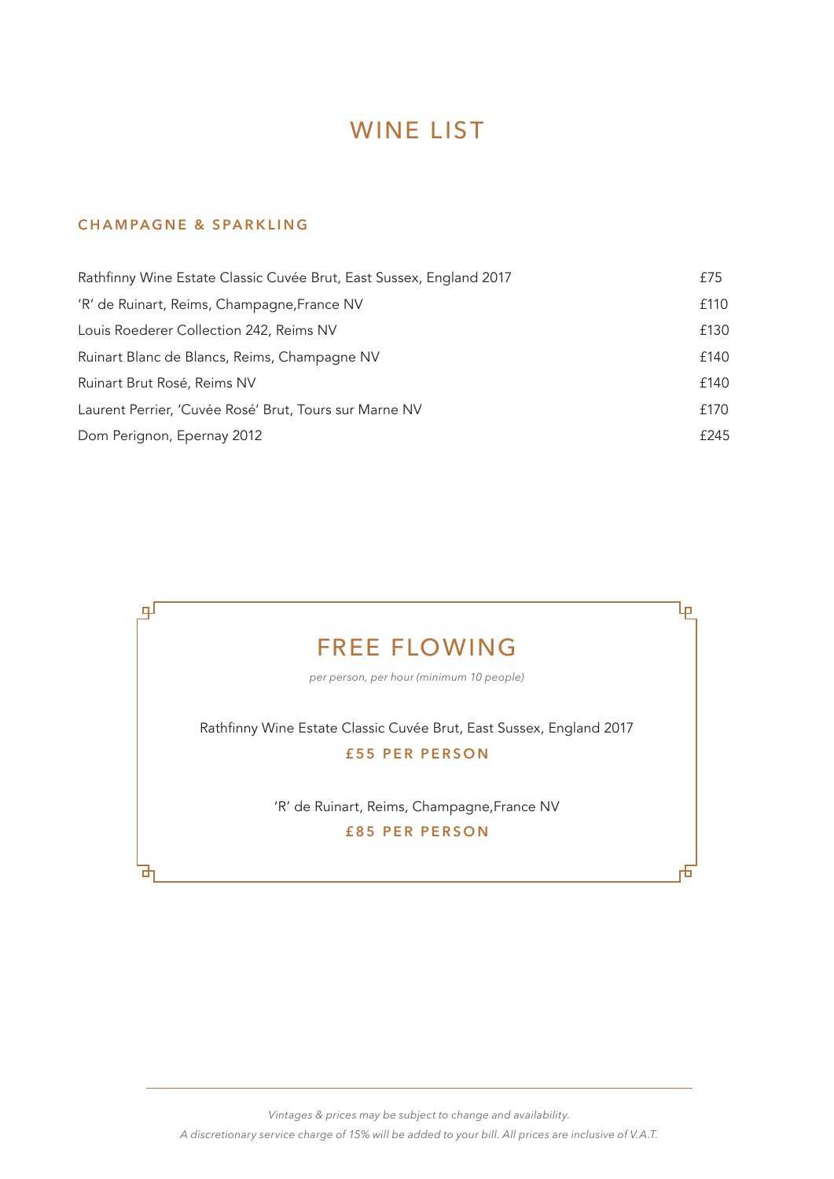# WINE LIST

## CHAMPAGNE & SPARKLING

| Wine | Price |
|---|---|
| Rathfinny Wine Estate Classic Cuvée Brut, East Sussex, England 2017 | £75 |
| 'R' de Ruinart, Reims, Champagne,France NV | £110 |
| Louis Roederer Collection 242, Reims NV | £130 |
| Ruinart Blanc de Blancs, Reims, Champagne NV | £140 |
| Ruinart Brut Rosé, Reims NV | £140 |
| Laurent Perrier, 'Cuvée Rosé' Brut, Tours sur Marne NV | £170 |
| Dom Perignon, Epernay 2012 | £245 |

## FREE FLOWING

*per person, per hour (minimum 10 people)*

Rathfinny Wine Estate Classic Cuvée Brut, East Sussex, England 2017

**£55 PER PERSON**

'R' de Ruinart, Reims, Champagne,France NV

**£85 PER PERSON**

---

*Vintages & prices may be subject to change and availability.*

*A discretionary service charge of 15% will be added to your bill. All prices are inclusive of V.A.T.*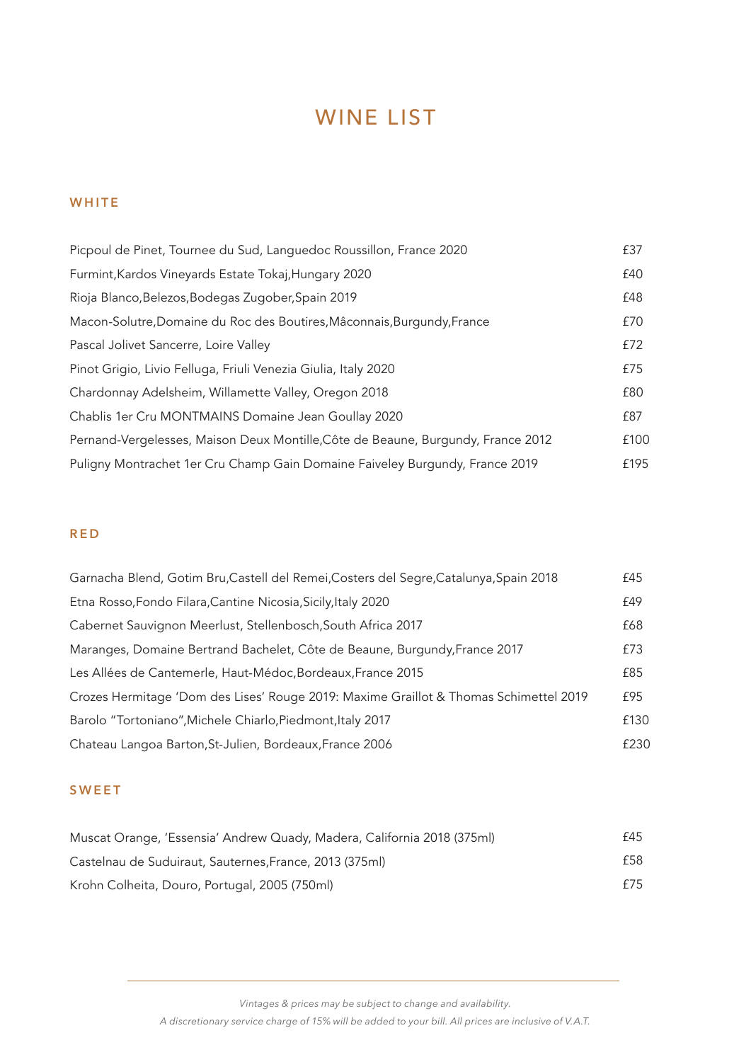# WINE LIST

## WHITE

| | |
|---|---|
| Picpoul de Pinet, Tournee du Sud, Languedoc Roussillon, France 2020 | £37 |
| Furmint,Kardos Vineyards Estate Tokaj,Hungary 2020 | £40 |
| Rioja Blanco,Belezos,Bodegas Zugober,Spain 2019 | £48 |
| Macon-Solutre,Domaine du Roc des Boutires,Mâconnais,Burgundy,France | £70 |
| Pascal Jolivet Sancerre, Loire Valley | £72 |
| Pinot Grigio, Livio Felluga, Friuli Venezia Giulia, Italy 2020 | £75 |
| Chardonnay Adelsheim, Willamette Valley, Oregon 2018 | £80 |
| Chablis 1er Cru MONTMAINS Domaine Jean Goullay 2020 | £87 |
| Pernand-Vergelesses, Maison Deux Montille,Côte de Beaune, Burgundy, France 2012 | £100 |
| Puligny Montrachet 1er Cru Champ Gain Domaine Faiveley Burgundy, France 2019 | £195 |

## RED

| | |
|---|---|
| Garnacha Blend, Gotim Bru,Castell del Remei,Costers del Segre,Catalunya,Spain 2018 | £45 |
| Etna Rosso,Fondo Filara,Cantine Nicosia,Sicily,Italy 2020 | £49 |
| Cabernet Sauvignon Meerlust, Stellenbosch,South Africa 2017 | £68 |
| Maranges, Domaine Bertrand Bachelet, Côte de Beaune, Burgundy,France 2017 | £73 |
| Les Allées de Cantemerle, Haut-Médoc,Bordeaux,France 2015 | £85 |
| Crozes Hermitage 'Dom des Lises' Rouge 2019: Maxime Graillot & Thomas Schimettel 2019 | £95 |
| Barolo "Tortoniano",Michele Chiarlo,Piedmont,Italy 2017 | £130 |
| Chateau Langoa Barton,St-Julien, Bordeaux,France 2006 | £230 |

## SWEET

| | |
|---|---|
| Muscat Orange, 'Essensia' Andrew Quady, Madera, California 2018 (375ml) | £45 |
| Castelnau de Suduiraut, Sauternes,France, 2013 (375ml) | £58 |
| Krohn Colheita, Douro, Portugal, 2005 (750ml) | £75 |

---

*Vintages & prices may be subject to change and availability.*

*A discretionary service charge of 15% will be added to your bill. All prices are inclusive of V.A.T.*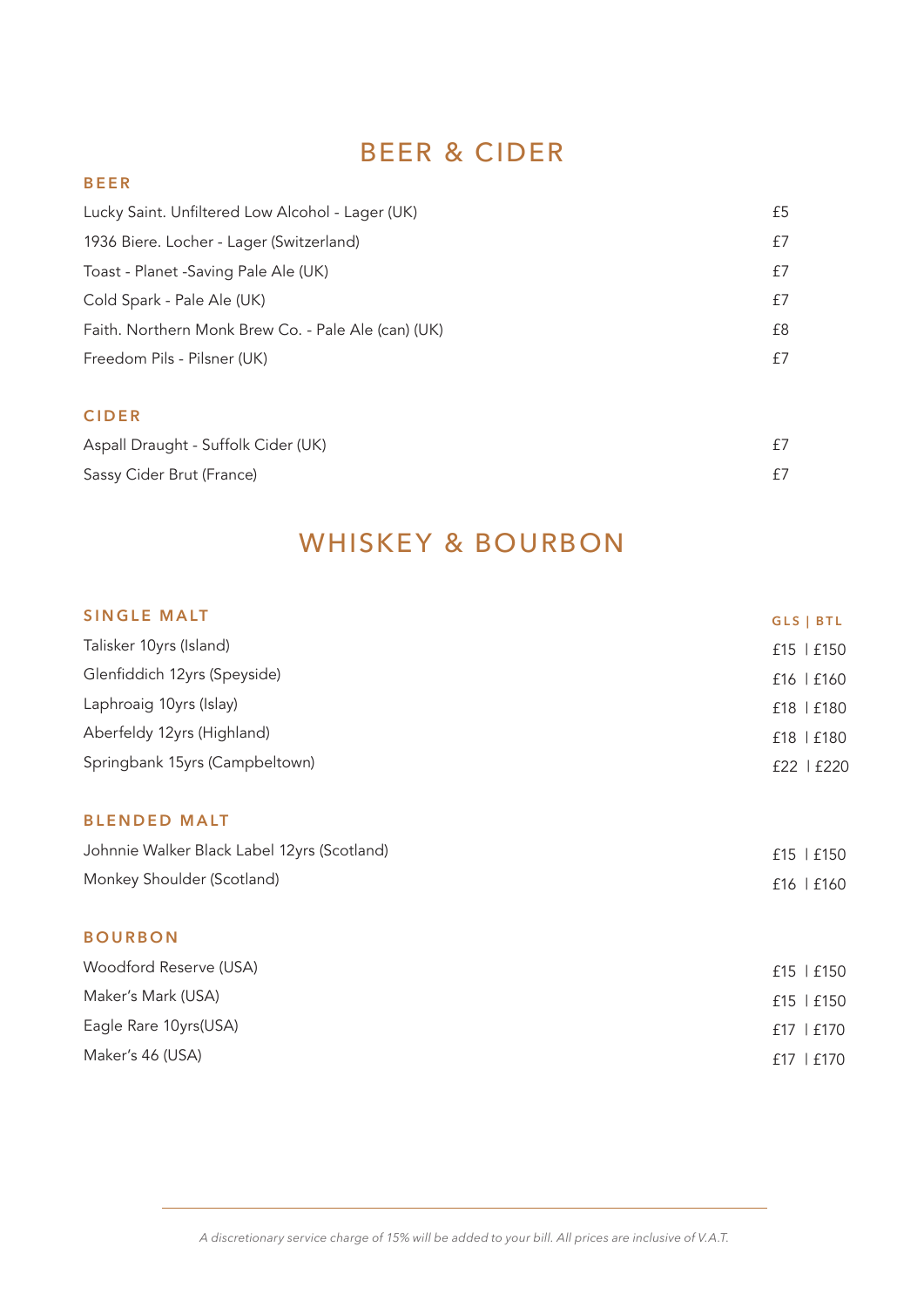# BEER & CIDER

## BEER

| Item | Price |
|---|---|
| Lucky Saint. Unfiltered Low Alcohol - Lager (UK) | £5 |
| 1936 Biere. Locher - Lager (Switzerland) | £7 |
| Toast - Planet -Saving Pale Ale (UK) | £7 |
| Cold Spark - Pale Ale (UK) | £7 |
| Faith. Northern Monk Brew Co. - Pale Ale (can) (UK) | £8 |
| Freedom Pils - Pilsner (UK) | £7 |

## CIDER

| Item | Price |
|---|---|
| Aspall Draught - Suffolk Cider (UK) | £7 |
| Sassy Cider Brut (France) | £7 |

# WHISKEY & BOURBON

## SINGLE MALT

| Item | GLS | BTL |
|---|---|---|
| Talisker 10yrs (Island) | £15 | £150 |
| Glenfiddich 12yrs (Speyside) | £16 | £160 |
| Laphroaig 10yrs (Islay) | £18 | £180 |
| Aberfeldy 12yrs (Highland) | £18 | £180 |
| Springbank 15yrs (Campbeltown) | £22 | £220 |

## BLENDED MALT

| Item | GLS | BTL |
|---|---|---|
| Johnnie Walker Black Label 12yrs (Scotland) | £15 | £150 |
| Monkey Shoulder (Scotland) | £16 | £160 |

## BOURBON

| Item | GLS | BTL |
|---|---|---|
| Woodford Reserve (USA) | £15 | £150 |
| Maker's Mark (USA) | £15 | £150 |
| Eagle Rare 10yrs(USA) | £17 | £170 |
| Maker's 46 (USA) | £17 | £170 |

*A discretionary service charge of 15% will be added to your bill. All prices are inclusive of V.A.T.*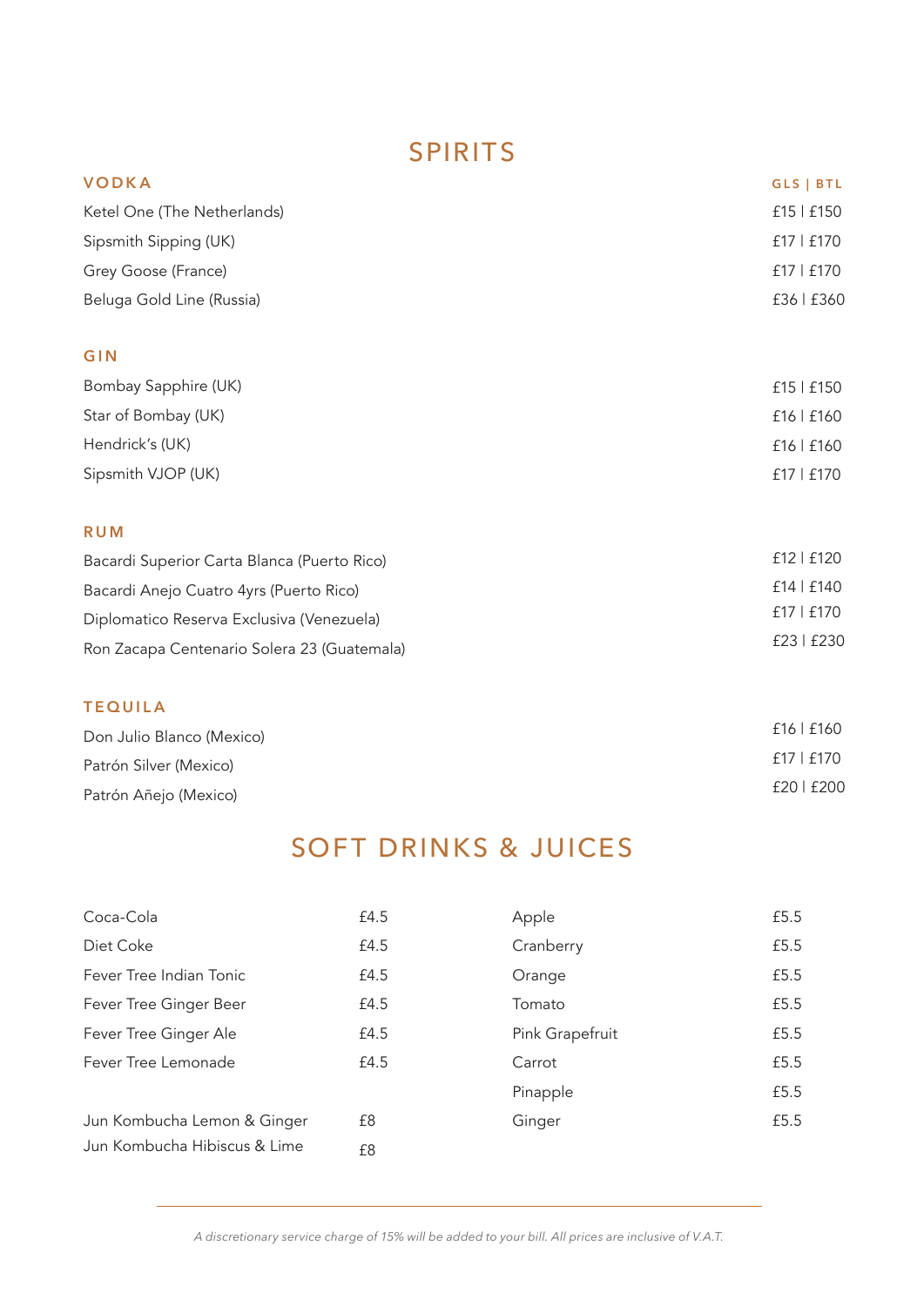# SPIRITS

## VODKA

| | GLS \| BTL |
|---|---|
| Ketel One (The Netherlands) | £15 \| £150 |
| Sipsmith Sipping (UK) | £17 \| £170 |
| Grey Goose (France) | £17 \| £170 |
| Beluga Gold Line (Russia) | £36 \| £360 |

## GIN

| | |
|---|---|
| Bombay Sapphire (UK) | £15 \| £150 |
| Star of Bombay (UK) | £16 \| £160 |
| Hendrick's (UK) | £16 \| £160 |
| Sipsmith VJOP (UK) | £17 \| £170 |

## RUM

| | |
|---|---|
| Bacardi Superior Carta Blanca (Puerto Rico) | £12 \| £120 |
| Bacardi Anejo Cuatro 4yrs (Puerto Rico) | £14 \| £140 |
| Diplomatico Reserva Exclusiva (Venezuela) | £17 \| £170 |
| Ron Zacapa Centenario Solera 23 (Guatemala) | £23 \| £230 |

## TEQUILA

| | |
|---|---|
| Don Julio Blanco (Mexico) | £16 \| £160 |
| Patrón Silver (Mexico) | £17 \| £170 |
| Patrón Añejo (Mexico) | £20 \| £200 |

# SOFT DRINKS & JUICES

| | | | |
|---|---|---|---|
| Coca-Cola | £4.5 | Apple | £5.5 |
| Diet Coke | £4.5 | Cranberry | £5.5 |
| Fever Tree Indian Tonic | £4.5 | Orange | £5.5 |
| Fever Tree Ginger Beer | £4.5 | Tomato | £5.5 |
| Fever Tree Ginger Ale | £4.5 | Pink Grapefruit | £5.5 |
| Fever Tree Lemonade | £4.5 | Carrot | £5.5 |
| | | Pinapple | £5.5 |
| Jun Kombucha Lemon & Ginger | £8 | Ginger | £5.5 |
| Jun Kombucha Hibiscus & Lime | £8 | | |

*A discretionary service charge of 15% will be added to your bill. All prices are inclusive of V.A.T.*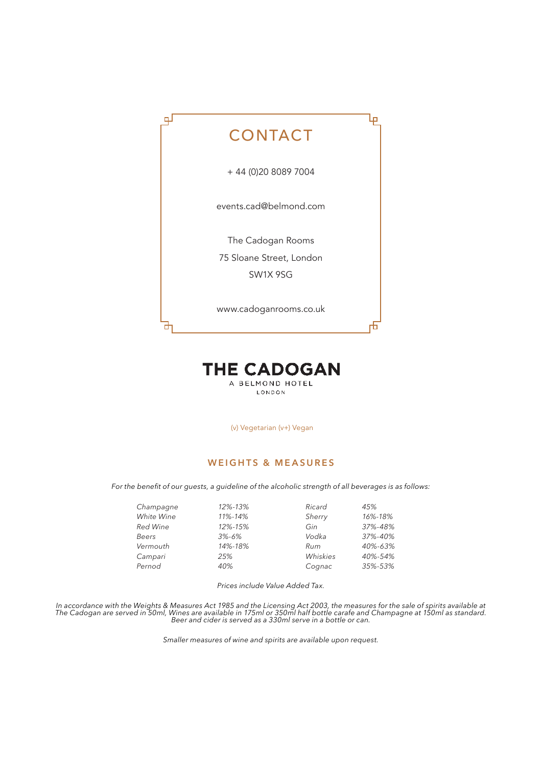## CONTACT

+ 44 (0)20 8089 7004

events.cad@belmond.com

The Cadogan Rooms

75 Sloane Street, London

SW1X 9SG

www.cadoganrooms.co.uk

**THE CADOGAN**

A BELMOND HOTEL

LONDON

(v) Vegetarian (v+) Vegan

## WEIGHTS & MEASURES

*For the benefit of our guests, a guideline of the alcoholic strength of all beverages is as follows:*

| | | | |
|---|---|---|---|
| *Champagne* | *12%-13%* | *Ricard* | *45%* |
| *White Wine* | *11%-14%* | *Sherry* | *16%-18%* |
| *Red Wine* | *12%-15%* | *Gin* | *37%-48%* |
| *Beers* | *3%-6%* | *Vodka* | *37%-40%* |
| *Vermouth* | *14%-18%* | *Rum* | *40%-63%* |
| *Campari* | *25%* | *Whiskies* | *40%-54%* |
| *Pernod* | *40%* | *Cognac* | *35%-53%* |

*Prices include Value Added Tax.*

*In accordance with the Weights & Measures Act 1985 and the Licensing Act 2003, the measures for the sale of spirits available at The Cadogan are served in 50ml, Wines are available in 175ml or 350ml half bottle carafe and Champagne at 150ml as standard. Beer and cider is served as a 330ml serve in a bottle or can.*

*Smaller measures of wine and spirits are available upon request.*